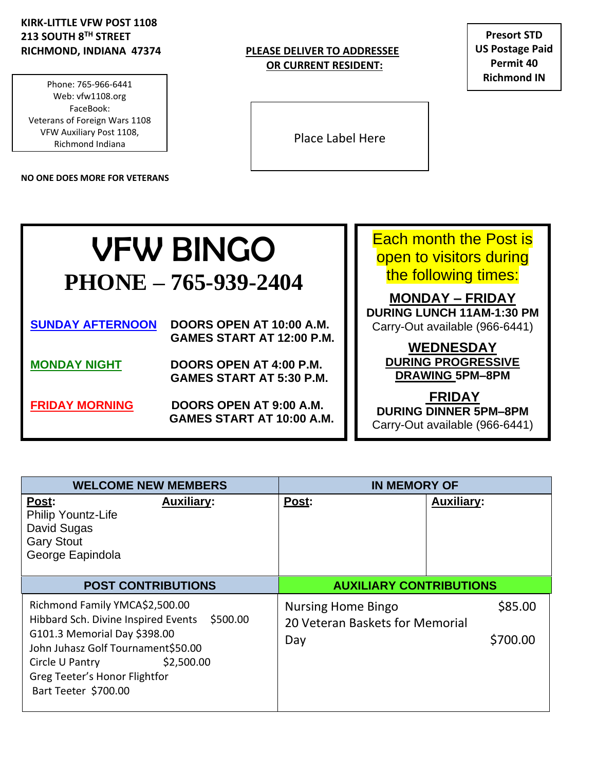**KIRK-LITTLE VFW POST 1108**
**213 SOUTH 8TH STREET**
**RICHMOND, INDIANA 47374**

Phone: 765-966-6441
Web: vfw1108.org
FaceBook:
Veterans of Foreign Wars 1108
VFW Auxiliary Post 1108,
Richmond Indiana

**NO ONE DOES MORE FOR VETERANS**

**PLEASE DELIVER TO ADDRESSEE OR CURRENT RESIDENT:**

Place Label Here

**Presort STD**
**US Postage Paid**
**Permit 40**
**Richmond IN**

# VFW BINGO

## PHONE – 765-939-2404

| | |
|---|---|
| **SUNDAY AFTERNOON** | **DOORS OPEN AT 10:00 A.M.** **GAMES START AT 12:00 P.M.** |
| **MONDAY NIGHT** | **DOORS OPEN AT 4:00 P.M.** **GAMES START AT 5:30 P.M.** |
| **FRIDAY MORNING** | **DOORS OPEN AT 9:00 A.M.** **GAMES START AT 10:00 A.M.** |

Each month the Post is open to visitors during the following times:

**MONDAY – FRIDAY**
**DURING LUNCH 11AM-1:30 PM**
Carry-Out available (966-6441)

**WEDNESDAY**
**DURING PROGRESSIVE DRAWING 5PM–8PM**

**FRIDAY**
**DURING DINNER 5PM–8PM**
Carry-Out available (966-6441)

| WELCOME NEW MEMBERS | | IN MEMORY OF | |
|---|---|---|---|
| **Post:** | **Auxiliary:** | **Post:** | **Auxiliary:** |
| Philip Yountz-Life<br>David Sugas<br>Gary Stout<br>George Eapindola | | | |

| POST CONTRIBUTIONS | AUXILIARY CONTRIBUTIONS |
|---|---|
| Richmond Family YMCA $2,500.00<br>Hibbard Sch. Divine Inspired Events $500.00<br>G101.3 Memorial Day $398.00<br>John Juhasz Golf Tournament $50.00<br>Circle U Pantry $2,500.00<br>Greg Teeter's Honor Flightfor Bart Teeter $700.00 | Nursing Home Bingo $85.00<br>20 Veteran Baskets for Memorial Day $700.00 |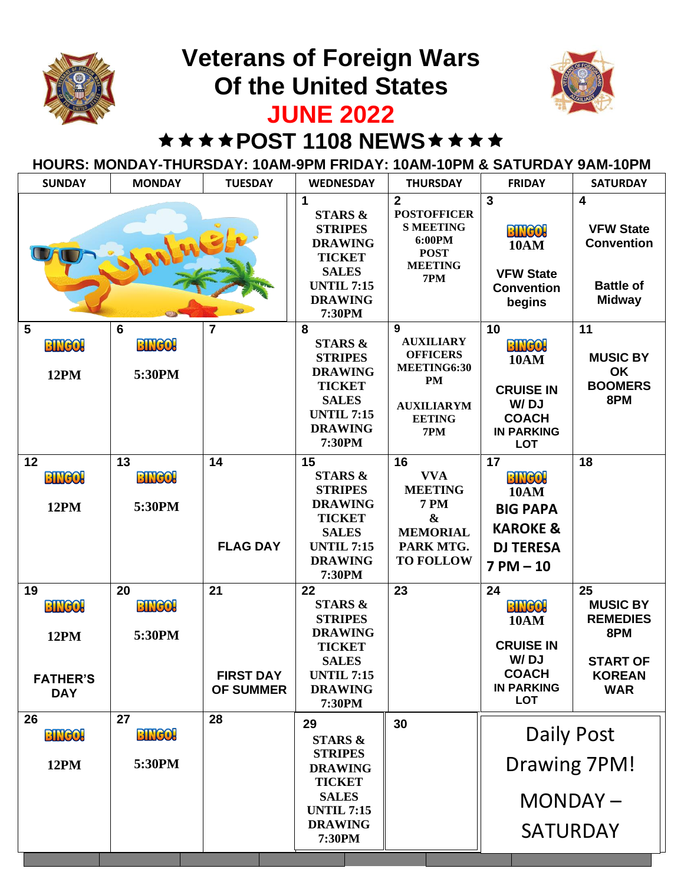# Veterans of Foreign Wars
# Of the United States
## JUNE 2022
## ★★★★POST 1108 NEWS★★★★

**HOURS: MONDAY-THURSDAY: 10AM-9PM FRIDAY: 10AM-10PM & SATURDAY 9AM-10PM**

| SUNDAY | MONDAY | TUESDAY | WEDNESDAY | THURSDAY | FRIDAY | SATURDAY |
|---|---|---|---|---|---|---|
| | | | 1 STARS & STRIPES DRAWING TICKET SALES UNTIL 7:15 DRAWING 7:30PM | 2 POSTOFFICERS MEETING 6:00PM POST MEETING 7PM | 3 BINGO! 10AM VFW State Convention begins | 4 VFW State Convention Battle of Midway |
| 5 BINGO! 12PM | 6 BINGO! 5:30PM | 7 | 8 STARS & STRIPES DRAWING TICKET SALES UNTIL 7:15 DRAWING 7:30PM | 9 AUXILIARY OFFICERS MEETING6:30 PM AUXILIARYMEETING 7PM | 10 BINGO! 10AM CRUISE IN W/ DJ COACH IN PARKING LOT | 11 MUSIC BY OK BOOMERS 8PM |
| 12 BINGO! 12PM | 13 BINGO! 5:30PM | 14 FLAG DAY | 15 STARS & STRIPES DRAWING TICKET SALES UNTIL 7:15 DRAWING 7:30PM | 16 VVA MEETING 7 PM & MEMORIAL PARK MTG. TO FOLLOW | 17 BINGO! 10AM BIG PAPA KAROKE & DJ TERESA 7 PM – 10 | 18 |
| 19 BINGO! 12PM FATHER'S DAY | 20 BINGO! 5:30PM | 21 FIRST DAY OF SUMMER | 22 STARS & STRIPES DRAWING TICKET SALES UNTIL 7:15 DRAWING 7:30PM | 23 | 24 BINGO! 10AM CRUISE IN W/ DJ COACH IN PARKING LOT | 25 MUSIC BY REMEDIES 8PM START OF KOREAN WAR |
| 26 BINGO! 12PM | 27 BINGO! 5:30PM | 28 | 29 STARS & STRIPES DRAWING TICKET SALES UNTIL 7:15 DRAWING 7:30PM | 30 | Daily Post Drawing 7PM! MONDAY – SATURDAY | |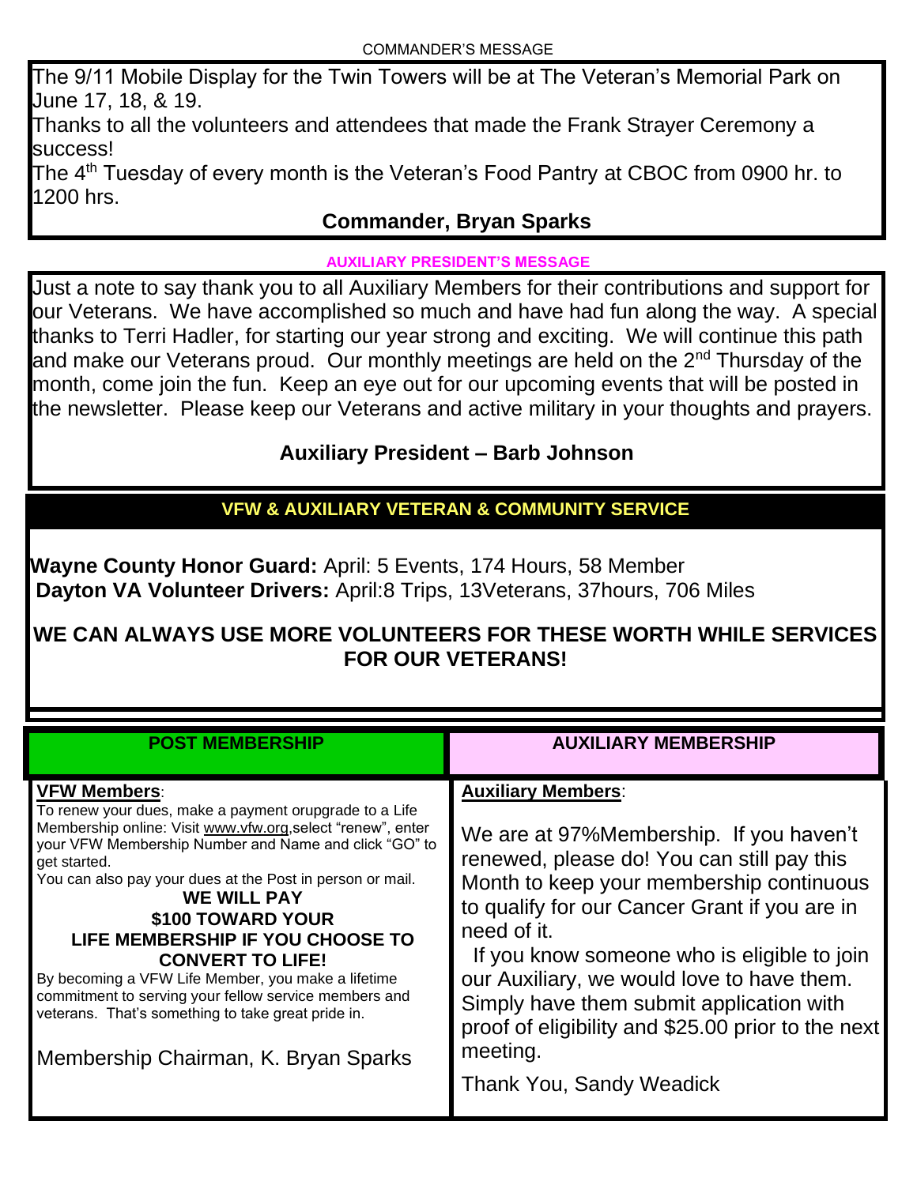## COMMANDER'S MESSAGE

The 9/11 Mobile Display for the Twin Towers will be at The Veteran's Memorial Park on June 17, 18, & 19.

Thanks to all the volunteers and attendees that made the Frank Strayer Ceremony a success!

The 4th Tuesday of every month is the Veteran's Food Pantry at CBOC from 0900 hr. to 1200 hrs.

**Commander, Bryan Sparks**

## AUXILIARY PRESIDENT'S MESSAGE

Just a note to say thank you to all Auxiliary Members for their contributions and support for our Veterans. We have accomplished so much and have had fun along the way. A special thanks to Terri Hadler, for starting our year strong and exciting. We will continue this path and make our Veterans proud. Our monthly meetings are held on the 2nd Thursday of the month, come join the fun. Keep an eye out for our upcoming events that will be posted in the newsletter. Please keep our Veterans and active military in your thoughts and prayers.

**Auxiliary President – Barb Johnson**

## VFW & AUXILIARY VETERAN & COMMUNITY SERVICE

**Wayne County Honor Guard:** April: 5 Events, 174 Hours, 58 Member
**Dayton VA Volunteer Drivers:** April:8 Trips, 13Veterans, 37hours, 706 Miles

**WE CAN ALWAYS USE MORE VOLUNTEERS FOR THESE WORTH WHILE SERVICES FOR OUR VETERANS!**

## POST MEMBERSHIP

**VFW Members**:

To renew your dues, make a payment orupgrade to a Life Membership online: Visit www.vfw.org,select "renew", enter your VFW Membership Number and Name and click "GO" to get started.

You can also pay your dues at the Post in person or mail.

**WE WILL PAY $100 TOWARD YOUR LIFE MEMBERSHIP IF YOU CHOOSE TO CONVERT TO LIFE!**

By becoming a VFW Life Member, you make a lifetime commitment to serving your fellow service members and veterans. That's something to take great pride in.

Membership Chairman, K. Bryan Sparks

## AUXILIARY MEMBERSHIP

**Auxiliary Members**:

We are at 97%Membership. If you haven't renewed, please do! You can still pay this Month to keep your membership continuous to qualify for our Cancer Grant if you are in need of it.

If you know someone who is eligible to join our Auxiliary, we would love to have them. Simply have them submit application with proof of eligibility and $25.00 prior to the next meeting.

Thank You, Sandy Weadick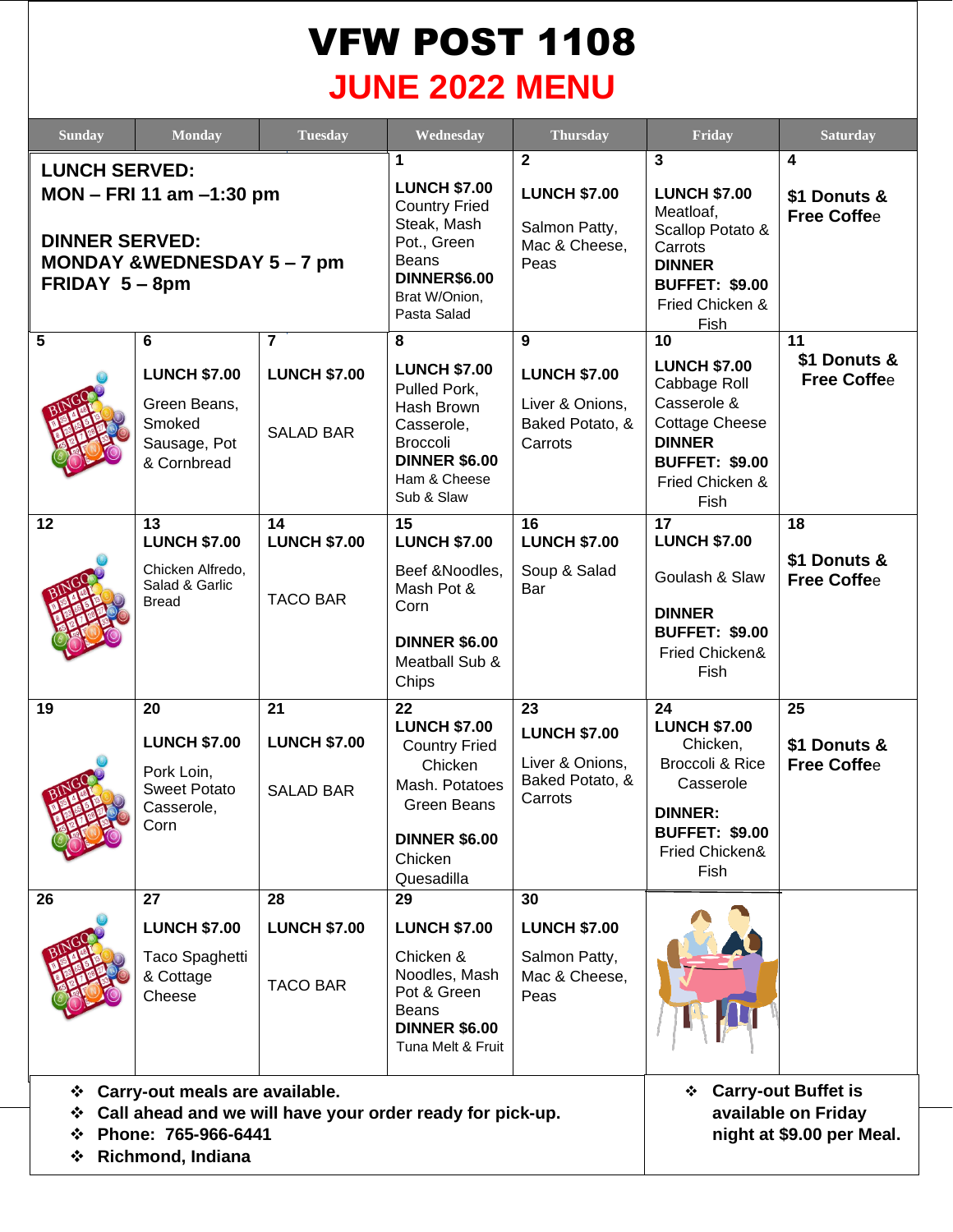# VFW POST 1108

## JUNE 2022 MENU

| Sunday | Monday | Tuesday | Wednesday | Thursday | Friday | Saturday |
|---|---|---|---|---|---|---|
| **LUNCH SERVED:** **MON – FRI 11 am –1:30 pm** **DINNER SERVED:** **MONDAY &WEDNESDAY 5 – 7 pm** **FRIDAY 5 – 8pm** | | | **1** **LUNCH $7.00** Country Fried Steak, Mash Pot., Green Beans **DINNER$6.00** Brat W/Onion, Pasta Salad | **2** **LUNCH $7.00** Salmon Patty, Mac & Cheese, Peas | **3** **LUNCH $7.00** Meatloaf, Scallop Potato & Carrots **DINNER BUFFET: $9.00** Fried Chicken & Fish | **4** **$1 Donuts & Free Coffee** |
| **5** | **6** **LUNCH $7.00** Green Beans, Smoked Sausage, Pot & Cornbread | **7** **LUNCH $7.00** SALAD BAR | **8** **LUNCH $7.00** Pulled Pork, Hash Brown Casserole, Broccoli **DINNER $6.00** Ham & Cheese Sub & Slaw | **9** **LUNCH $7.00** Liver & Onions, Baked Potato, & Carrots | **10** **LUNCH $7.00** Cabbage Roll Casserole & Cottage Cheese **DINNER BUFFET: $9.00** Fried Chicken & Fish | **11** **$1 Donuts & Free Coffee** |
| **12** | **13** **LUNCH $7.00** Chicken Alfredo, Salad & Garlic Bread | **14** **LUNCH $7.00** TACO BAR | **15** **LUNCH $7.00** Beef &Noodles, Mash Pot & Corn **DINNER $6.00** Meatball Sub & Chips | **16** **LUNCH $7.00** Soup & Salad Bar | **17** **LUNCH $7.00** Goulash & Slaw **DINNER BUFFET: $9.00** Fried Chicken& Fish | **18** **$1 Donuts & Free Coffee** |
| **19** | **20** **LUNCH $7.00** Pork Loin, Sweet Potato Casserole, Corn | **21** **LUNCH $7.00** SALAD BAR | **22** **LUNCH $7.00** Country Fried Chicken Mash. Potatoes Green Beans **DINNER $6.00** Chicken Quesadilla | **23** **LUNCH $7.00** Liver & Onions, Baked Potato, & Carrots | **24** **LUNCH $7.00** Chicken, Broccoli & Rice Casserole **DINNER: BUFFET: $9.00** Fried Chicken& Fish | **25** **$1 Donuts & Free Coffee** |
| **26** | **27** **LUNCH $7.00** Taco Spaghetti & Cottage Cheese | **28** **LUNCH $7.00** TACO BAR | **29** **LUNCH $7.00** Chicken & Noodles, Mash Pot & Green Beans **DINNER $6.00** Tuna Melt & Fruit | **30** **LUNCH $7.00** Salmon Patty, Mac & Cheese, Peas | | |

- **Carry-out meals are available.**
- **Call ahead and we will have your order ready for pick-up.**
- **Phone: 765-966-6441**
- **Richmond, Indiana**

- **Carry-out Buffet is available on Friday night at $9.00 per Meal.**